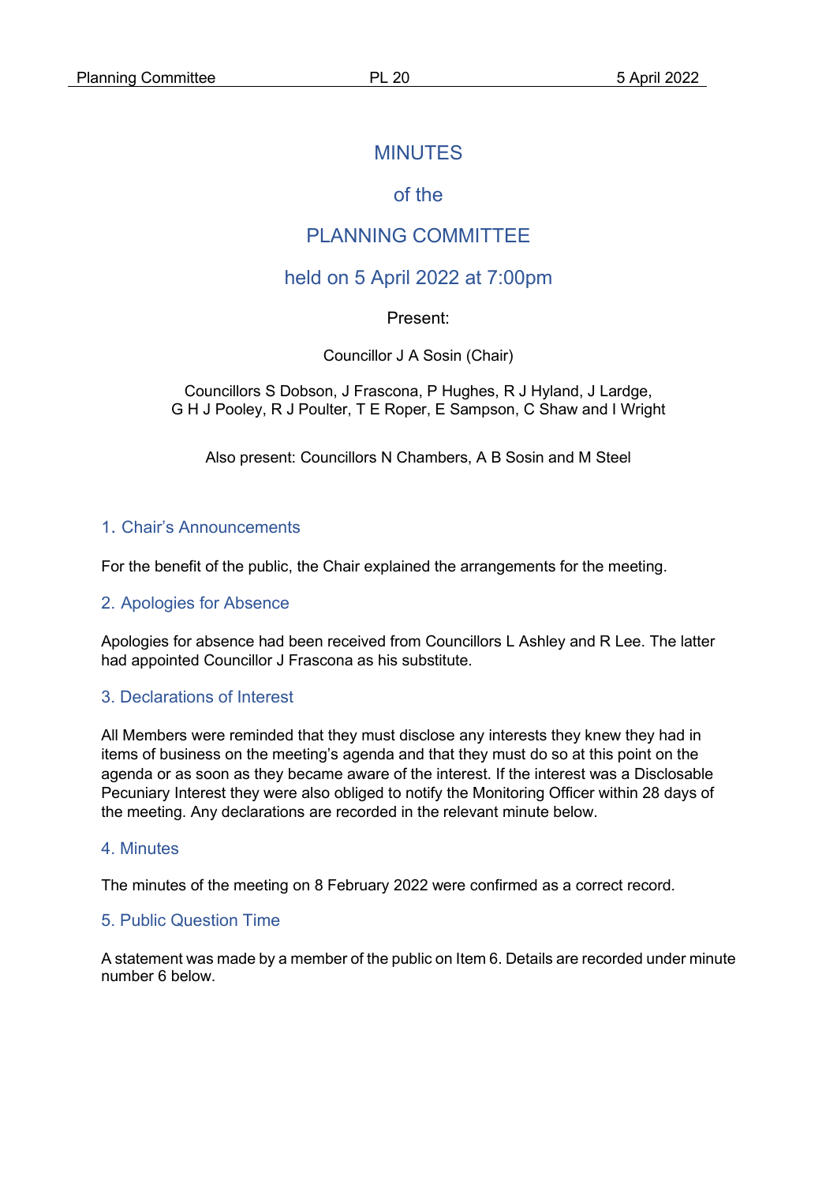# MINUTES

## of the

## PLANNING COMMITTEE

## held on 5 April 2022 at 7:00pm

Present:

Councillor J A Sosin (Chair)

Councillors S Dobson, J Frascona, P Hughes, R J Hyland, J Lardge, G H J Pooley, R J Poulter, T E Roper, E Sampson, C Shaw and I Wright

Also present: Councillors N Chambers, A B Sosin and M Steel

### 1. Chair's Announcements

For the benefit of the public, the Chair explained the arrangements for the meeting.

### 2. Apologies for Absence

Apologies for absence had been received from Councillors L Ashley and R Lee. The latter had appointed Councillor J Frascona as his substitute.

### 3. Declarations of Interest

All Members were reminded that they must disclose any interests they knew they had in items of business on the meeting's agenda and that they must do so at this point on the agenda or as soon as they became aware of the interest. If the interest was a Disclosable Pecuniary Interest they were also obliged to notify the Monitoring Officer within 28 days of the meeting. Any declarations are recorded in the relevant minute below.

### 4. Minutes

The minutes of the meeting on 8 February 2022 were confirmed as a correct record.

### 5. Public Question Time

A statement was made by a member of the public on Item 6. Details are recorded under minute number 6 below.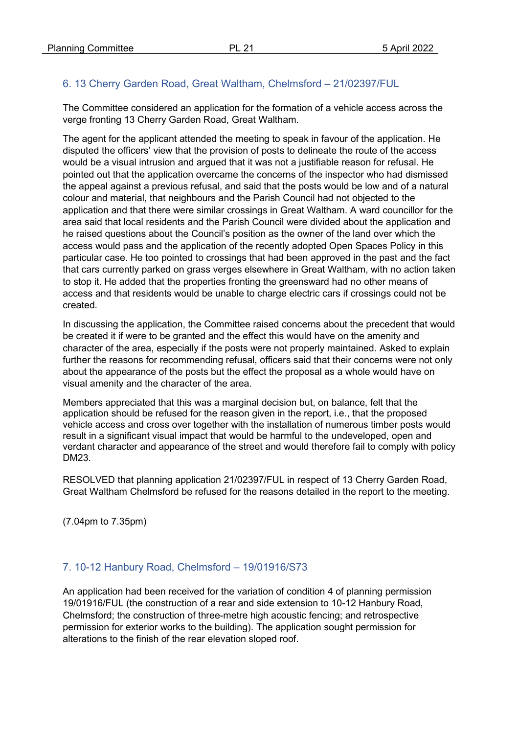## 6. 13 Cherry Garden Road, Great Waltham, Chelmsford – 21/02397/FUL

The Committee considered an application for the formation of a vehicle access across the verge fronting 13 Cherry Garden Road, Great Waltham.

The agent for the applicant attended the meeting to speak in favour of the application. He disputed the officers' view that the provision of posts to delineate the route of the access would be a visual intrusion and argued that it was not a justifiable reason for refusal. He pointed out that the application overcame the concerns of the inspector who had dismissed the appeal against a previous refusal, and said that the posts would be low and of a natural colour and material, that neighbours and the Parish Council had not objected to the application and that there were similar crossings in Great Waltham. A ward councillor for the area said that local residents and the Parish Council were divided about the application and he raised questions about the Council's position as the owner of the land over which the access would pass and the application of the recently adopted Open Spaces Policy in this particular case. He too pointed to crossings that had been approved in the past and the fact that cars currently parked on grass verges elsewhere in Great Waltham, with no action taken to stop it. He added that the properties fronting the greensward had no other means of access and that residents would be unable to charge electric cars if crossings could not be created.

In discussing the application, the Committee raised concerns about the precedent that would be created it if were to be granted and the effect this would have on the amenity and character of the area, especially if the posts were not properly maintained. Asked to explain further the reasons for recommending refusal, officers said that their concerns were not only about the appearance of the posts but the effect the proposal as a whole would have on visual amenity and the character of the area.

Members appreciated that this was a marginal decision but, on balance, felt that the application should be refused for the reason given in the report, i.e., that the proposed vehicle access and cross over together with the installation of numerous timber posts would result in a significant visual impact that would be harmful to the undeveloped, open and verdant character and appearance of the street and would therefore fail to comply with policy DM23.

RESOLVED that planning application 21/02397/FUL in respect of 13 Cherry Garden Road, Great Waltham Chelmsford be refused for the reasons detailed in the report to the meeting.

(7.04pm to 7.35pm)

## 7. 10-12 Hanbury Road, Chelmsford – 19/01916/S73

An application had been received for the variation of condition 4 of planning permission 19/01916/FUL (the construction of a rear and side extension to 10-12 Hanbury Road, Chelmsford; the construction of three-metre high acoustic fencing; and retrospective permission for exterior works to the building). The application sought permission for alterations to the finish of the rear elevation sloped roof.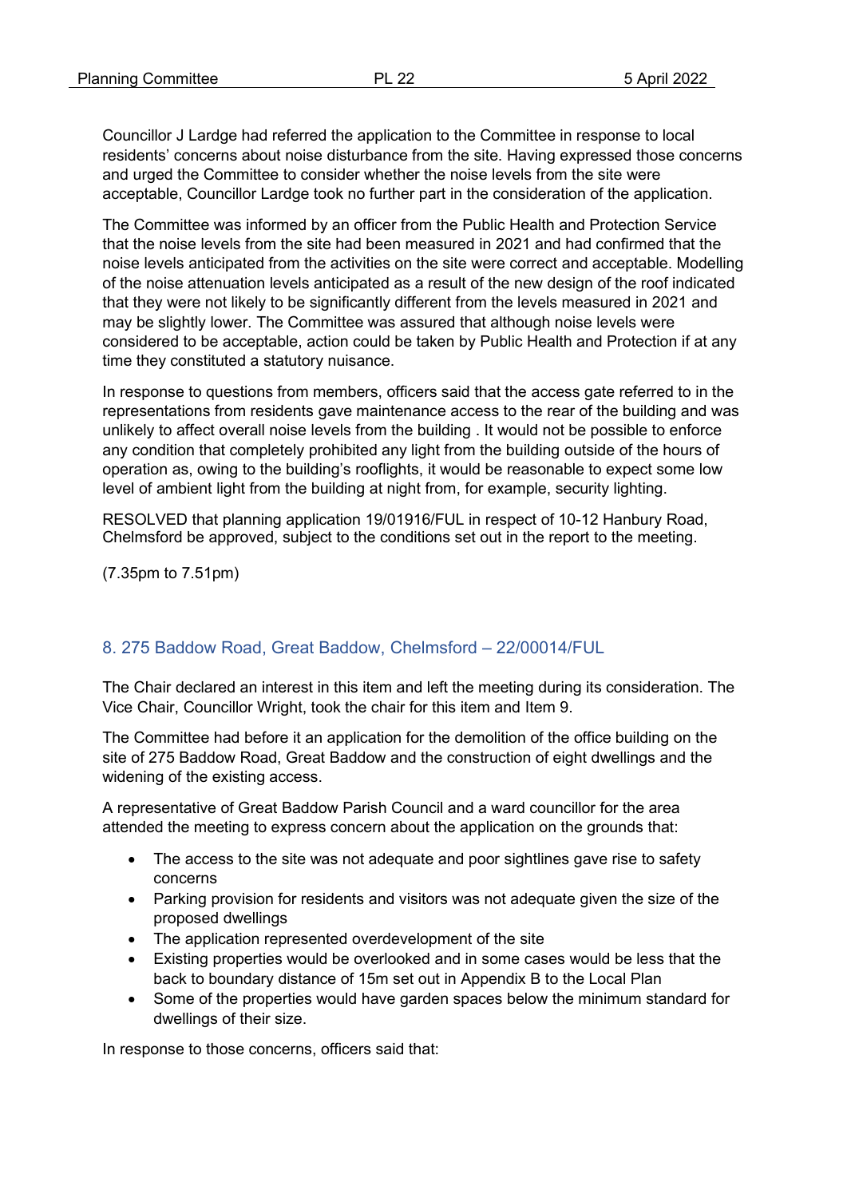Councillor J Lardge had referred the application to the Committee in response to local residents' concerns about noise disturbance from the site. Having expressed those concerns and urged the Committee to consider whether the noise levels from the site were acceptable, Councillor Lardge took no further part in the consideration of the application.

The Committee was informed by an officer from the Public Health and Protection Service that the noise levels from the site had been measured in 2021 and had confirmed that the noise levels anticipated from the activities on the site were correct and acceptable. Modelling of the noise attenuation levels anticipated as a result of the new design of the roof indicated that they were not likely to be significantly different from the levels measured in 2021 and may be slightly lower. The Committee was assured that although noise levels were considered to be acceptable, action could be taken by Public Health and Protection if at any time they constituted a statutory nuisance.

In response to questions from members, officers said that the access gate referred to in the representations from residents gave maintenance access to the rear of the building and was unlikely to affect overall noise levels from the building . It would not be possible to enforce any condition that completely prohibited any light from the building outside of the hours of operation as, owing to the building's rooflights, it would be reasonable to expect some low level of ambient light from the building at night from, for example, security lighting.

RESOLVED that planning application 19/01916/FUL in respect of 10-12 Hanbury Road, Chelmsford be approved, subject to the conditions set out in the report to the meeting.

(7.35pm to 7.51pm)

## 8. 275 Baddow Road, Great Baddow, Chelmsford – 22/00014/FUL

The Chair declared an interest in this item and left the meeting during its consideration. The Vice Chair, Councillor Wright, took the chair for this item and Item 9.

The Committee had before it an application for the demolition of the office building on the site of 275 Baddow Road, Great Baddow and the construction of eight dwellings and the widening of the existing access.

A representative of Great Baddow Parish Council and a ward councillor for the area attended the meeting to express concern about the application on the grounds that:

- The access to the site was not adequate and poor sightlines gave rise to safety concerns
- Parking provision for residents and visitors was not adequate given the size of the proposed dwellings
- The application represented overdevelopment of the site
- Existing properties would be overlooked and in some cases would be less that the back to boundary distance of 15m set out in Appendix B to the Local Plan
- Some of the properties would have garden spaces below the minimum standard for dwellings of their size.

In response to those concerns, officers said that: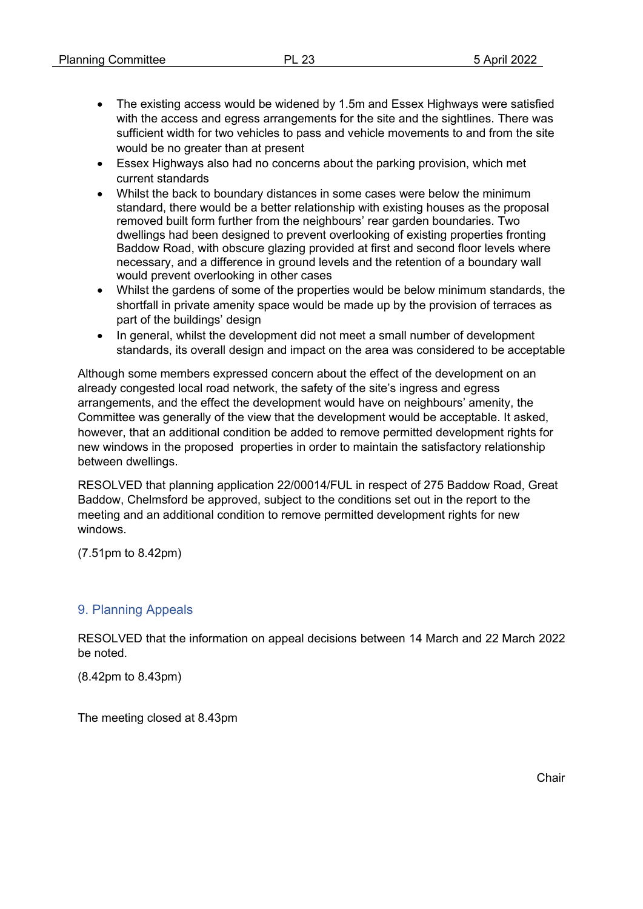- The existing access would be widened by 1.5m and Essex Highways were satisfied with the access and egress arrangements for the site and the sightlines. There was sufficient width for two vehicles to pass and vehicle movements to and from the site would be no greater than at present
- Essex Highways also had no concerns about the parking provision, which met current standards
- Whilst the back to boundary distances in some cases were below the minimum standard, there would be a better relationship with existing houses as the proposal removed built form further from the neighbours' rear garden boundaries. Two dwellings had been designed to prevent overlooking of existing properties fronting Baddow Road, with obscure glazing provided at first and second floor levels where necessary, and a difference in ground levels and the retention of a boundary wall would prevent overlooking in other cases
- Whilst the gardens of some of the properties would be below minimum standards, the shortfall in private amenity space would be made up by the provision of terraces as part of the buildings' design
- In general, whilst the development did not meet a small number of development standards, its overall design and impact on the area was considered to be acceptable

Although some members expressed concern about the effect of the development on an already congested local road network, the safety of the site's ingress and egress arrangements, and the effect the development would have on neighbours' amenity, the Committee was generally of the view that the development would be acceptable. It asked, however, that an additional condition be added to remove permitted development rights for new windows in the proposed properties in order to maintain the satisfactory relationship between dwellings.

RESOLVED that planning application 22/00014/FUL in respect of 275 Baddow Road, Great Baddow, Chelmsford be approved, subject to the conditions set out in the report to the meeting and an additional condition to remove permitted development rights for new windows.

(7.51pm to 8.42pm)

## 9. Planning Appeals

RESOLVED that the information on appeal decisions between 14 March and 22 March 2022 be noted.

(8.42pm to 8.43pm)

The meeting closed at 8.43pm

Chair